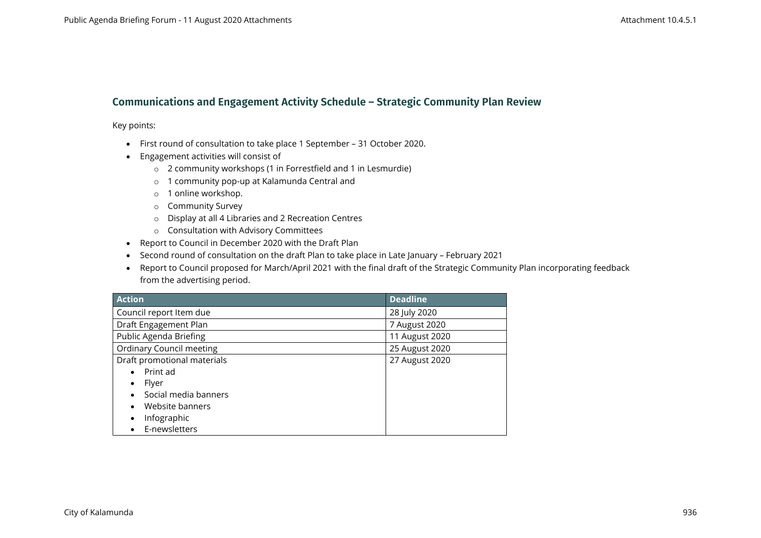## Communications and Engagement Activity Schedule – Strategic Community Plan Review

Key points:

- First round of consultation to take place 1 September – 31 October 2020.
- Engagement activities will consist of
  - 2 community workshops (1 in Forrestfield and 1 in Lesmurdie)
  - 1 community pop-up at Kalamunda Central and
  - 1 online workshop.
  - Community Survey
  - Display at all 4 Libraries and 2 Recreation Centres
  - Consultation with Advisory Committees
- Report to Council in December 2020 with the Draft Plan
- Second round of consultation on the draft Plan to take place in Late January – February 2021
- Report to Council proposed for March/April 2021 with the final draft of the Strategic Community Plan incorporating feedback from the advertising period.

| Action | Deadline |
|---|---|
| Council report Item due | 28 July 2020 |
| Draft Engagement Plan | 7 August 2020 |
| Public Agenda Briefing | 11 August 2020 |
| Ordinary Council meeting | 25 August 2020 |
| Draft promotional materials<br>• Print ad<br>• Flyer<br>• Social media banners<br>• Website banners<br>• Infographic<br>• E-newsletters | 27 August 2020 |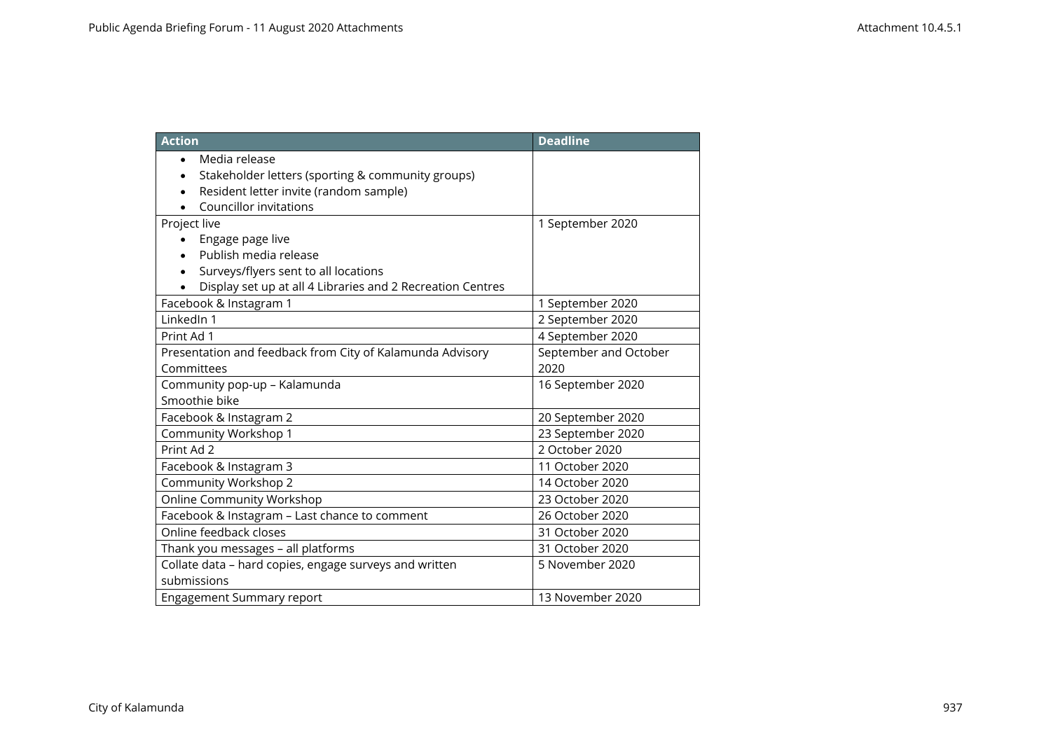| Action | Deadline |
|---|---|
| • Media release<br>• Stakeholder letters (sporting & community groups)<br>• Resident letter invite (random sample)<br>• Councillor invitations | |
| Project live<br>• Engage page live<br>• Publish media release<br>• Surveys/flyers sent to all locations<br>• Display set up at all 4 Libraries and 2 Recreation Centres | 1 September 2020 |
| Facebook & Instagram 1 | 1 September 2020 |
| LinkedIn 1 | 2 September 2020 |
| Print Ad 1 | 4 September 2020 |
| Presentation and feedback from City of Kalamunda Advisory Committees | September and October 2020 |
| Community pop-up – Kalamunda<br>Smoothie bike | 16 September 2020 |
| Facebook & Instagram 2 | 20 September 2020 |
| Community Workshop 1 | 23 September 2020 |
| Print Ad 2 | 2 October 2020 |
| Facebook & Instagram 3 | 11 October 2020 |
| Community Workshop 2 | 14 October 2020 |
| Online Community Workshop | 23 October 2020 |
| Facebook & Instagram – Last chance to comment | 26 October 2020 |
| Online feedback closes | 31 October 2020 |
| Thank you messages – all platforms | 31 October 2020 |
| Collate data – hard copies, engage surveys and written submissions | 5 November 2020 |
| Engagement Summary report | 13 November 2020 |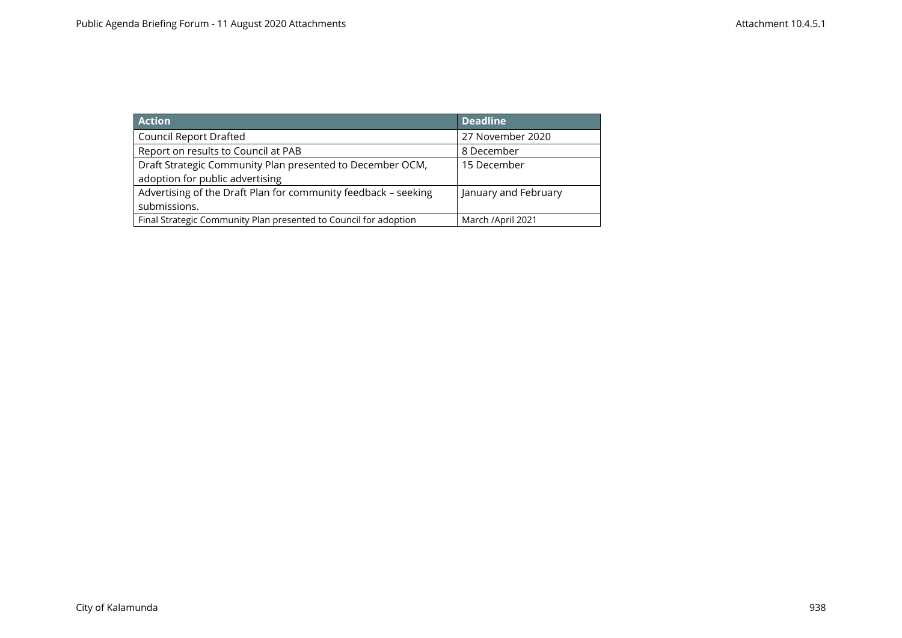| Action | Deadline |
|---|---|
| Council Report Drafted | 27 November 2020 |
| Report on results to Council at PAB | 8 December |
| Draft Strategic Community Plan presented to December OCM, adoption for public advertising | 15 December |
| Advertising of the Draft Plan for community feedback – seeking submissions. | January and February |
| Final Strategic Community Plan presented to Council for adoption | March /April 2021 |